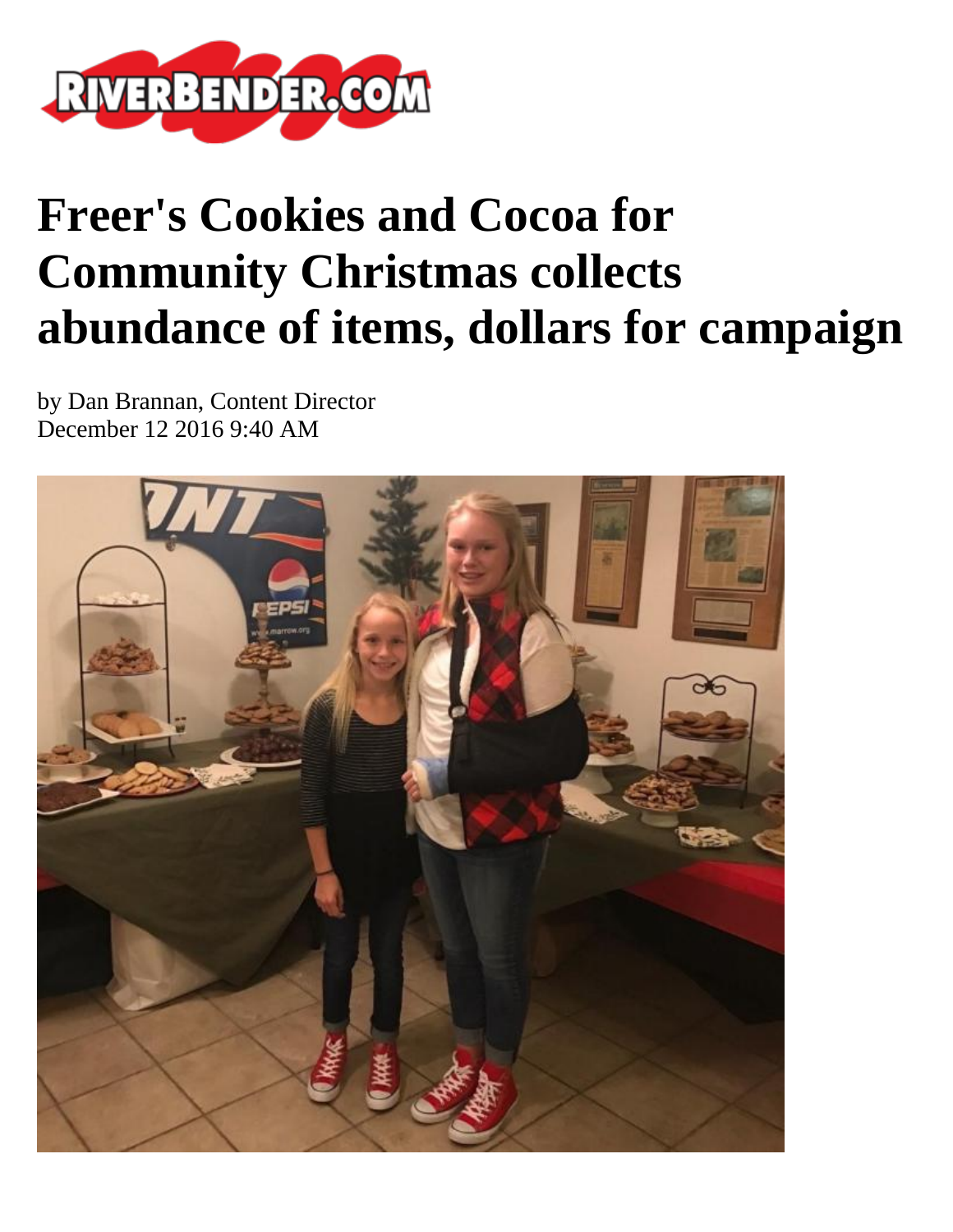# Freer's Cookies and Cocoa for Community Christmas collects abundance of items, dollars for campaign

by Dan Brannan, Content Director
December 12 2016 9:40 AM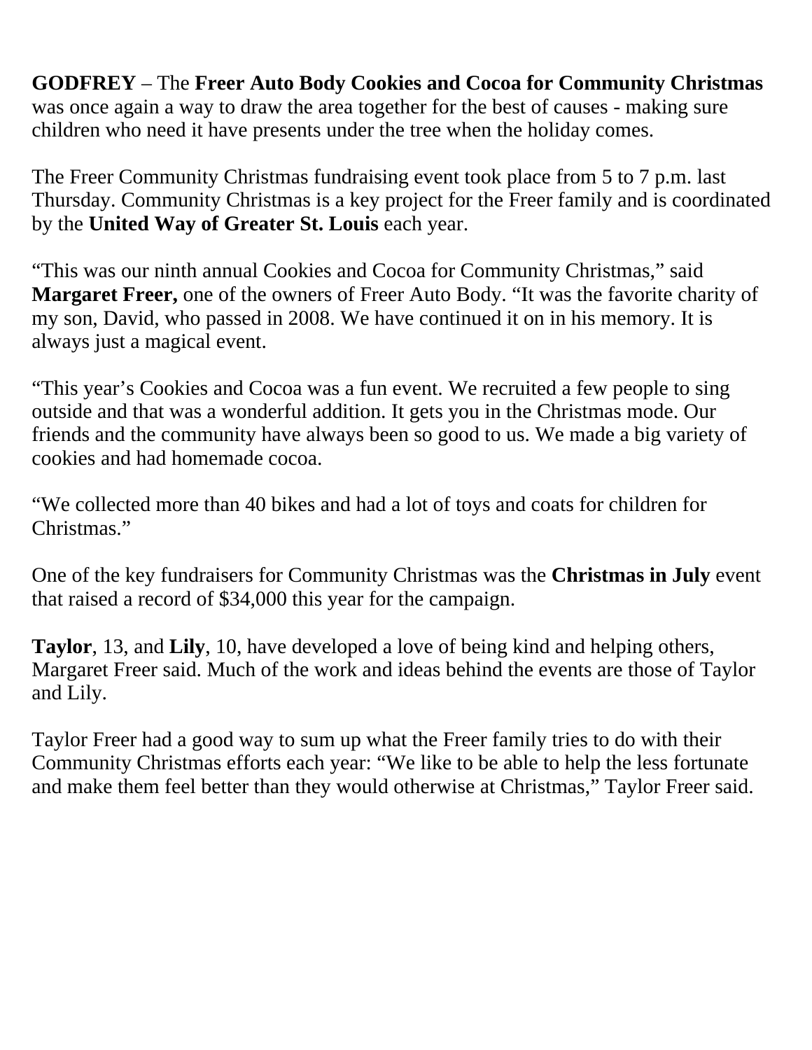**GODFREY** – The **Freer Auto Body Cookies and Cocoa for Community Christmas** was once again a way to draw the area together for the best of causes - making sure children who need it have presents under the tree when the holiday comes.

The Freer Community Christmas fundraising event took place from 5 to 7 p.m. last Thursday. Community Christmas is a key project for the Freer family and is coordinated by the **United Way of Greater St. Louis** each year.

"This was our ninth annual Cookies and Cocoa for Community Christmas," said **Margaret Freer,** one of the owners of Freer Auto Body. "It was the favorite charity of my son, David, who passed in 2008. We have continued it on in his memory. It is always just a magical event.

"This year's Cookies and Cocoa was a fun event. We recruited a few people to sing outside and that was a wonderful addition. It gets you in the Christmas mode. Our friends and the community have always been so good to us. We made a big variety of cookies and had homemade cocoa.

"We collected more than 40 bikes and had a lot of toys and coats for children for Christmas."

One of the key fundraisers for Community Christmas was the **Christmas in July** event that raised a record of $34,000 this year for the campaign.

**Taylor**, 13, and **Lily**, 10, have developed a love of being kind and helping others, Margaret Freer said. Much of the work and ideas behind the events are those of Taylor and Lily.

Taylor Freer had a good way to sum up what the Freer family tries to do with their Community Christmas efforts each year: "We like to be able to help the less fortunate and make them feel better than they would otherwise at Christmas," Taylor Freer said.